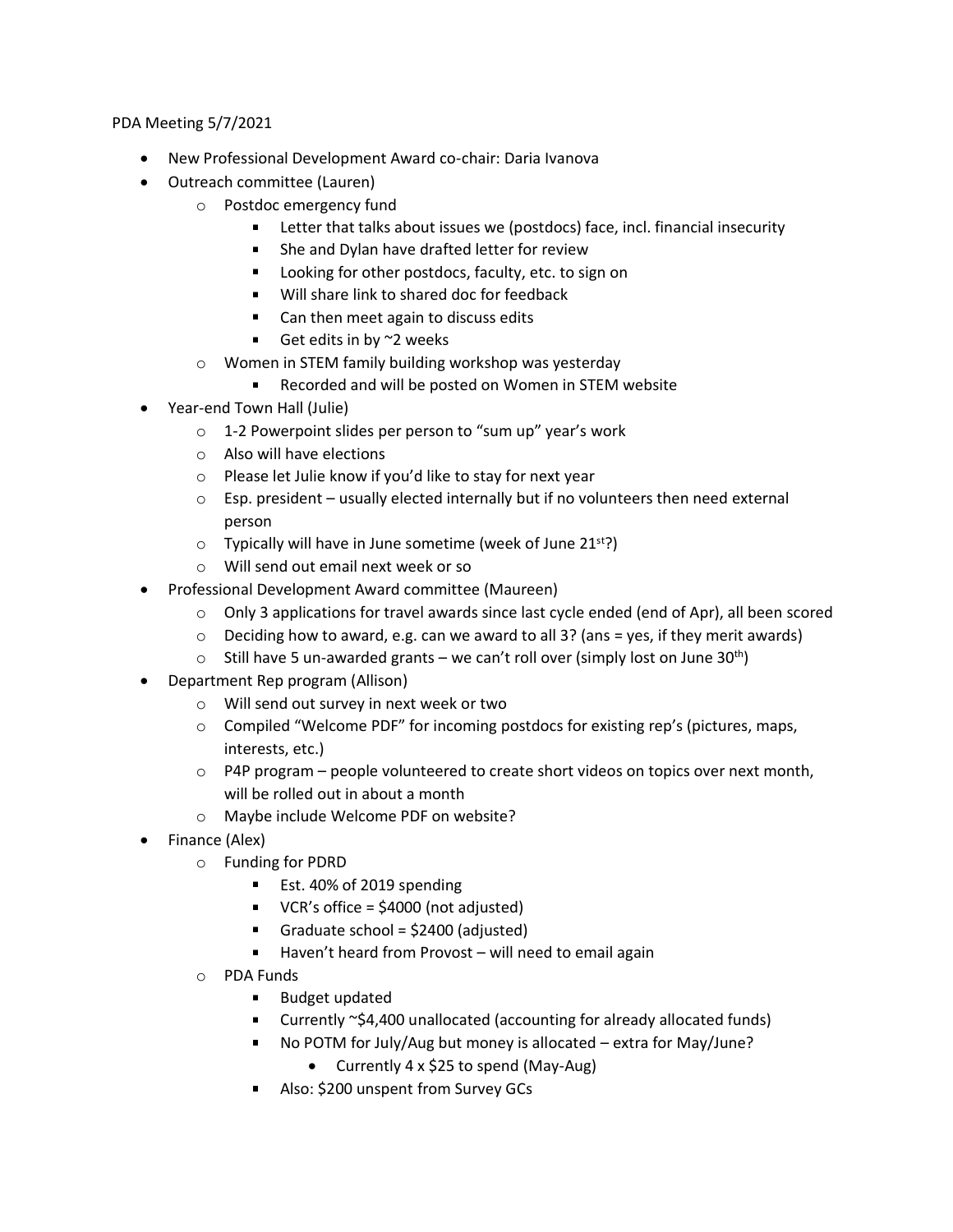PDA Meeting 5/7/2021

- New Professional Development Award co-chair: Daria Ivanova
- Outreach committee (Lauren)
  - Postdoc emergency fund
    - Letter that talks about issues we (postdocs) face, incl. financial insecurity
    - She and Dylan have drafted letter for review
    - Looking for other postdocs, faculty, etc. to sign on
    - Will share link to shared doc for feedback
    - Can then meet again to discuss edits
    - Get edits in by ~2 weeks
  - Women in STEM family building workshop was yesterday
    - Recorded and will be posted on Women in STEM website
- Year-end Town Hall (Julie)
  - 1-2 Powerpoint slides per person to "sum up" year's work
  - Also will have elections
  - Please let Julie know if you'd like to stay for next year
  - Esp. president – usually elected internally but if no volunteers then need external person
  - Typically will have in June sometime (week of June 21st?)
  - Will send out email next week or so
- Professional Development Award committee (Maureen)
  - Only 3 applications for travel awards since last cycle ended (end of Apr), all been scored
  - Deciding how to award, e.g. can we award to all 3? (ans = yes, if they merit awards)
  - Still have 5 un-awarded grants – we can't roll over (simply lost on June 30th)
- Department Rep program (Allison)
  - Will send out survey in next week or two
  - Compiled "Welcome PDF" for incoming postdocs for existing rep's (pictures, maps, interests, etc.)
  - P4P program – people volunteered to create short videos on topics over next month, will be rolled out in about a month
  - Maybe include Welcome PDF on website?
- Finance (Alex)
  - Funding for PDRD
    - Est. 40% of 2019 spending
    - VCR's office = $4000 (not adjusted)
    - Graduate school = $2400 (adjusted)
    - Haven't heard from Provost – will need to email again
  - PDA Funds
    - Budget updated
    - Currently ~$4,400 unallocated (accounting for already allocated funds)
    - No POTM for July/Aug but money is allocated – extra for May/June?
      - Currently 4 x $25 to spend (May-Aug)
    - Also: $200 unspent from Survey GCs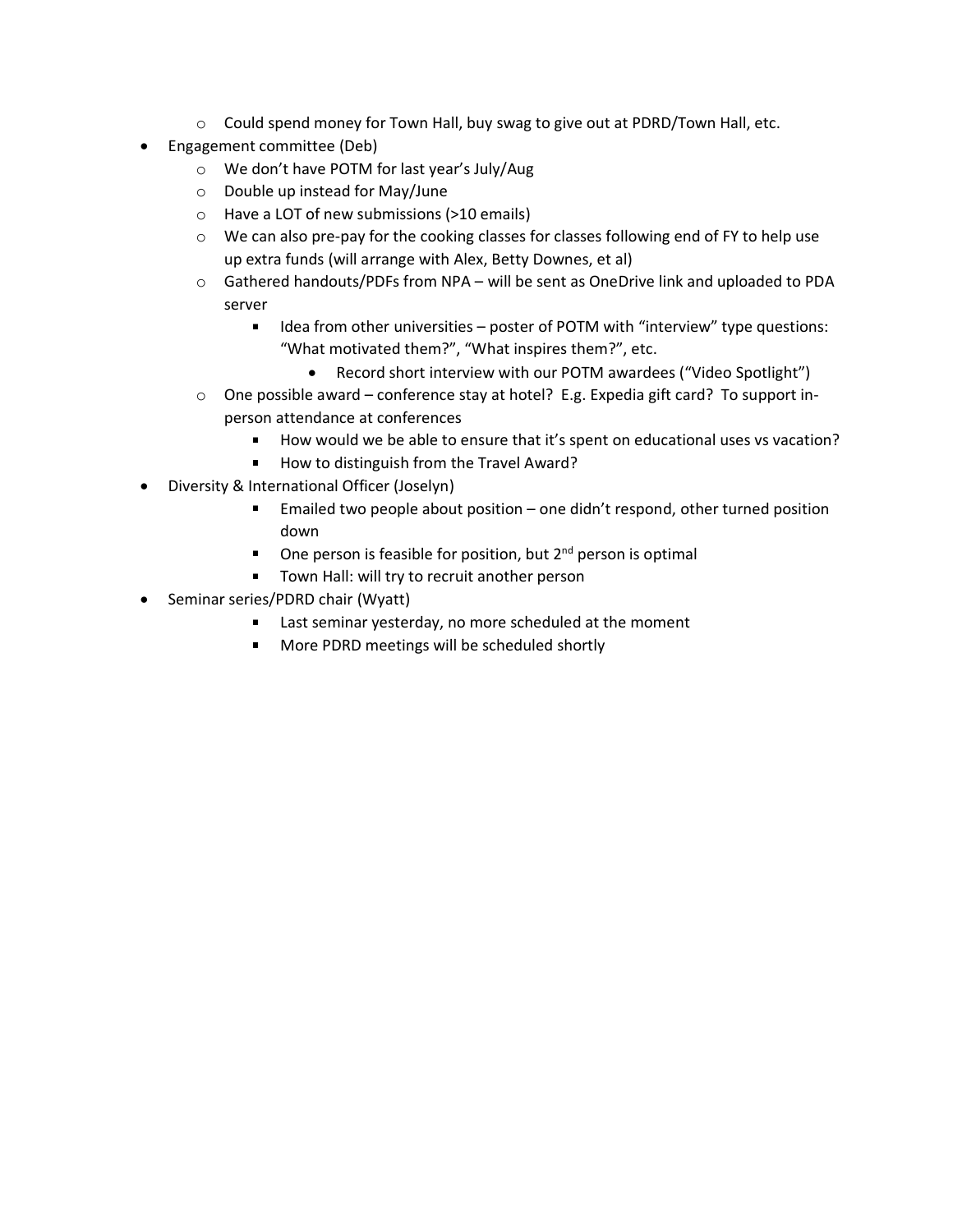- Could spend money for Town Hall, buy swag to give out at PDRD/Town Hall, etc.
- Engagement committee (Deb)
    - We don't have POTM for last year's July/Aug
    - Double up instead for May/June
    - Have a LOT of new submissions (>10 emails)
    - We can also pre-pay for the cooking classes for classes following end of FY to help use up extra funds (will arrange with Alex, Betty Downes, et al)
    - Gathered handouts/PDFs from NPA – will be sent as OneDrive link and uploaded to PDA server
        - Idea from other universities – poster of POTM with "interview" type questions: "What motivated them?", "What inspires them?", etc.
            - Record short interview with our POTM awardees ("Video Spotlight")
    - One possible award – conference stay at hotel? E.g. Expedia gift card? To support in-person attendance at conferences
        - How would we be able to ensure that it's spent on educational uses vs vacation?
        - How to distinguish from the Travel Award?
- Diversity & International Officer (Joselyn)
        - Emailed two people about position – one didn't respond, other turned position down
        - One person is feasible for position, but 2nd person is optimal
        - Town Hall: will try to recruit another person
- Seminar series/PDRD chair (Wyatt)
        - Last seminar yesterday, no more scheduled at the moment
        - More PDRD meetings will be scheduled shortly